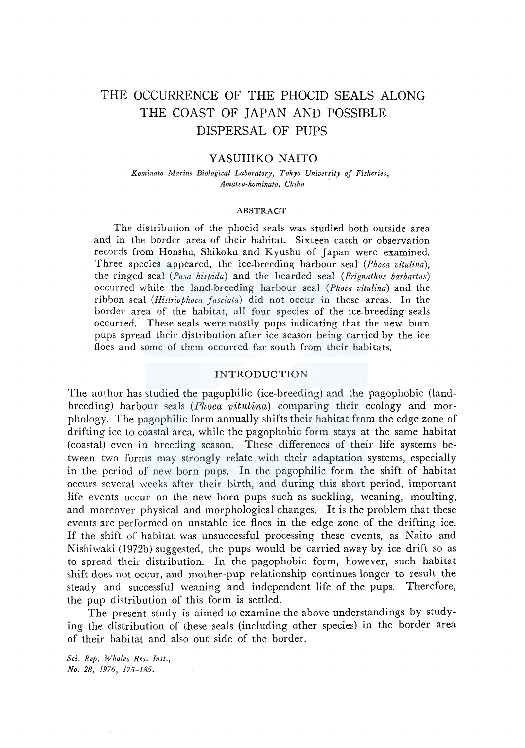# THE OCCURRENCE OF THE PHOCID SEALS ALONG THE COAST OF JAPAN AND POSSIBLE DISPERSAL OF PUPS

## YASUHIKO NAITO

*Kominato Marine Biological Laboratory, Tokyo University of Fisheries, Amatsu-kominato, Chiba*

### ABSTRACT

The distribution of the phocid seals was studied both outside area and in the border area of their habitat. Sixteen catch or observation records from Honshu, Shikoku and Kyushu of Japan were examined. Three species appeared, the ice-breeding harbour seal (*Phoca vitulina*), the ringed seal (*Pusa hispida*) and the bearded seal (*Erignathus barbartus*) occurred while the land-breeding harbour seal (*Phoca vitulina*) and the ribbon seal (*Histriophoca fasciata*) did not occur in those areas. In the border area of the habitat, all four species of the ice-breeding seals occurred. These seals were mostly pups indicating that the new born pups spread their distribution after ice season being carried by the ice floes and some of them occurred far south from their habitats.

## INTRODUCTION

The author has studied the pagophilic (ice-breeding) and the pagophobic (land-breeding) harbour seals (*Phoca vitulina*) comparing their ecology and morphology. The pagophilic form annually shifts their habitat from the edge zone of drifting ice to coastal area, while the pagophobic form stays at the same habitat (coastal) even in breeding season. These differences of their life systems between two forms may strongly relate with their adaptation systems, especially in the period of new born pups. In the pagophilic form the shift of habitat occurs several weeks after their birth, and during this short period, important life events occur on the new born pups such as suckling, weaning, moulting, and moreover physical and morphological changes. It is the problem that these events are performed on unstable ice floes in the edge zone of the drifting ice. If the shift of habitat was unsuccessful processing these events, as Naito and Nishiwaki (1972b) suggested, the pups would be carried away by ice drift so as to spread their distribution. In the pagophobic form, however, such habitat shift does not occur, and mother-pup relationship continues longer to result the steady and successful weaning and independent life of the pups. Therefore, the pup distribution of this form is settled.

The present study is aimed to examine the above understandings by studying the distribution of these seals (including other species) in the border area of their habitat and also out side of the border.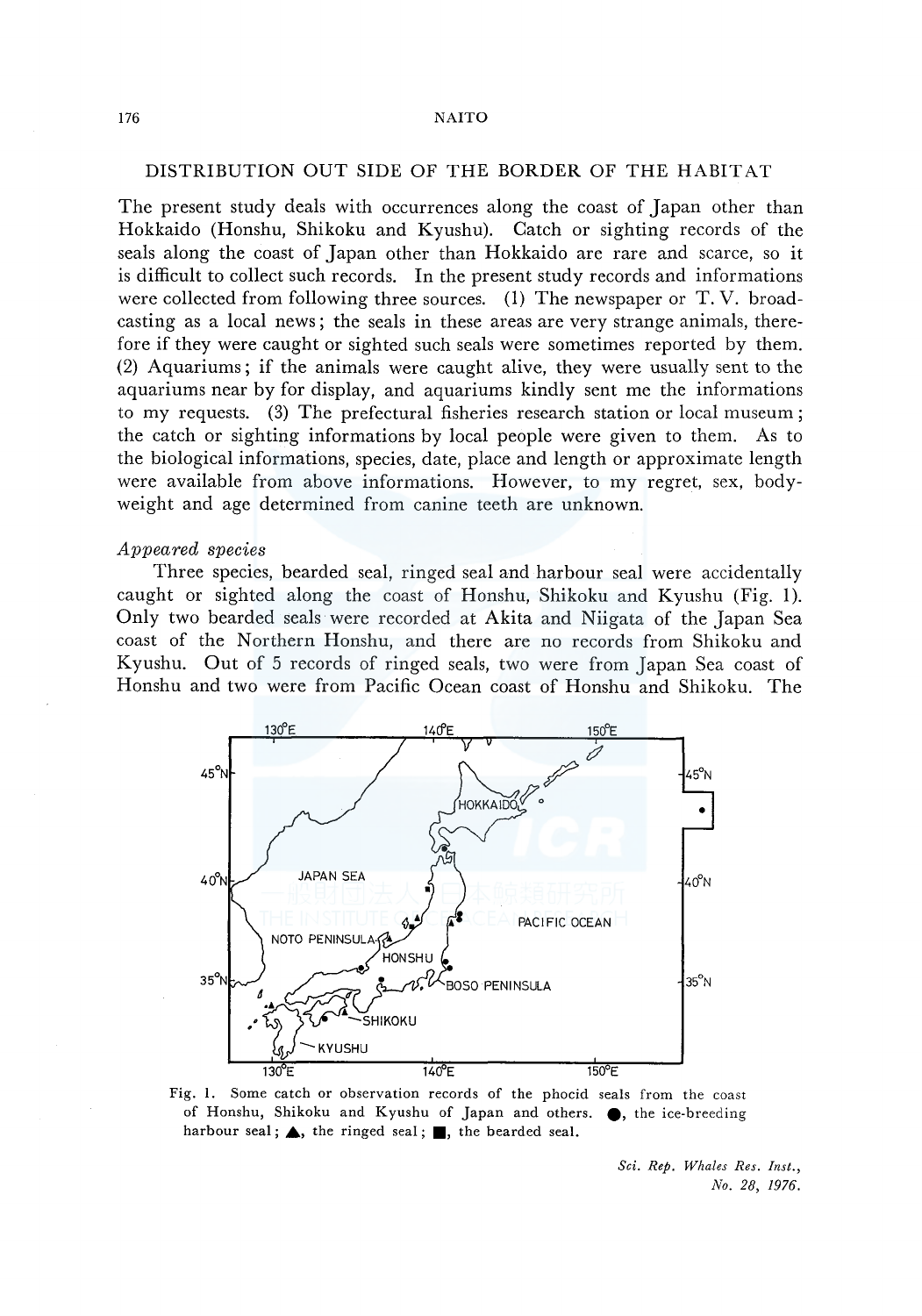## DISTRIBUTION OUT SIDE OF THE BORDER OF THE HABITAT

The present study deals with occurrences along the coast of Japan other than Hokkaido (Honshu, Shikoku and Kyushu). Catch or sighting records of the seals along the coast of Japan other than Hokkaido are rare and scarce, so it is difficult to collect such records. In the present study records and informations were collected from following three sources. (1) The newspaper or T. V. broadcasting as a local news; the seals in these areas are very strange animals, therefore if they were caught or sighted such seals were sometimes reported by them. (2) Aquariums; if the animals were caught alive, they were usually sent to the aquariums near by for display, and aquariums kindly sent me the informations to my requests. (3) The prefectural fisheries research station or local museum; the catch or sighting informations by local people were given to them. As to the biological informations, species, date, place and length or approximate length were available from above informations. However, to my regret, sex, body-weight and age determined from canine teeth are unknown.

### *Appeared species*

Three species, bearded seal, ringed seal and harbour seal were accidentally caught or sighted along the coast of Honshu, Shikoku and Kyushu (Fig. 1). Only two bearded seals were recorded at Akita and Niigata of the Japan Sea coast of the Northern Honshu, and there are no records from Shikoku and Kyushu. Out of 5 records of ringed seals, two were from Japan Sea coast of Honshu and two were from Pacific Ocean coast of Honshu and Shikoku. The

Fig. 1. Some catch or observation records of the phocid seals from the coast of Honshu, Shikoku and Kyushu of Japan and others. ●, the ice-breeding harbour seal; ▲, the ringed seal; ■, the bearded seal.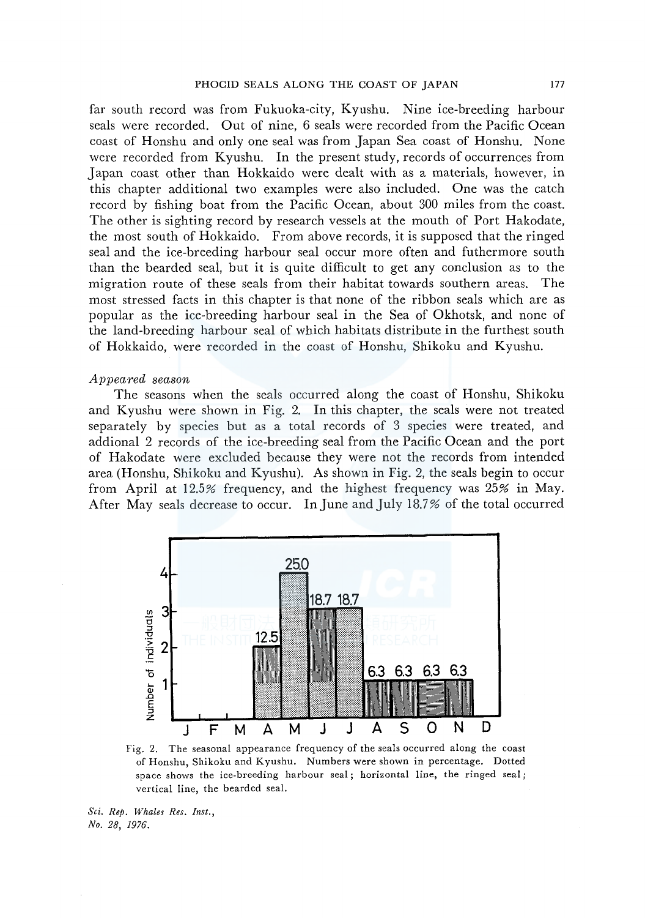far south record was from Fukuoka-city, Kyushu. Nine ice-breeding harbour seals were recorded. Out of nine, 6 seals were recorded from the Pacific Ocean coast of Honshu and only one seal was from Japan Sea coast of Honshu. None were recorded from Kyushu. In the present study, records of occurrences from Japan coast other than Hokkaido were dealt with as a materials, however, in this chapter additional two examples were also included. One was the catch record by fishing boat from the Pacific Ocean, about 300 miles from the coast. The other is sighting record by research vessels at the mouth of Port Hakodate, the most south of Hokkaido. From above records, it is supposed that the ringed seal and the ice-breeding harbour seal occur more often and futhermore south than the bearded seal, but it is quite difficult to get any conclusion as to the migration route of these seals from their habitat towards southern areas. The most stressed facts in this chapter is that none of the ribbon seals which are as popular as the ice-breeding harbour seal in the Sea of Okhotsk, and none of the land-breeding harbour seal of which habitats distribute in the furthest south of Hokkaido, were recorded in the coast of Honshu, Shikoku and Kyushu.

*Appeared season*

The seasons when the seals occurred along the coast of Honshu, Shikoku and Kyushu were shown in Fig. 2. In this chapter, the seals were not treated separately by species but as a total records of 3 species were treated, and addional 2 records of the ice-breeding seal from the Pacific Ocean and the port of Hakodate were excluded because they were not the records from intended area (Honshu, Shikoku and Kyushu). As shown in Fig. 2, the seals begin to occur from April at 12.5% frequency, and the highest frequency was 25% in May. After May seals decrease to occur. In June and July 18.7% of the total occurred

Fig. 2. The seasonal appearance frequency of the seals occurred along the coast of Honshu, Shikoku and Kyushu. Numbers were shown in percentage. Dotted space shows the ice-breeding harbour seal; horizontal line, the ringed seal; vertical line, the bearded seal.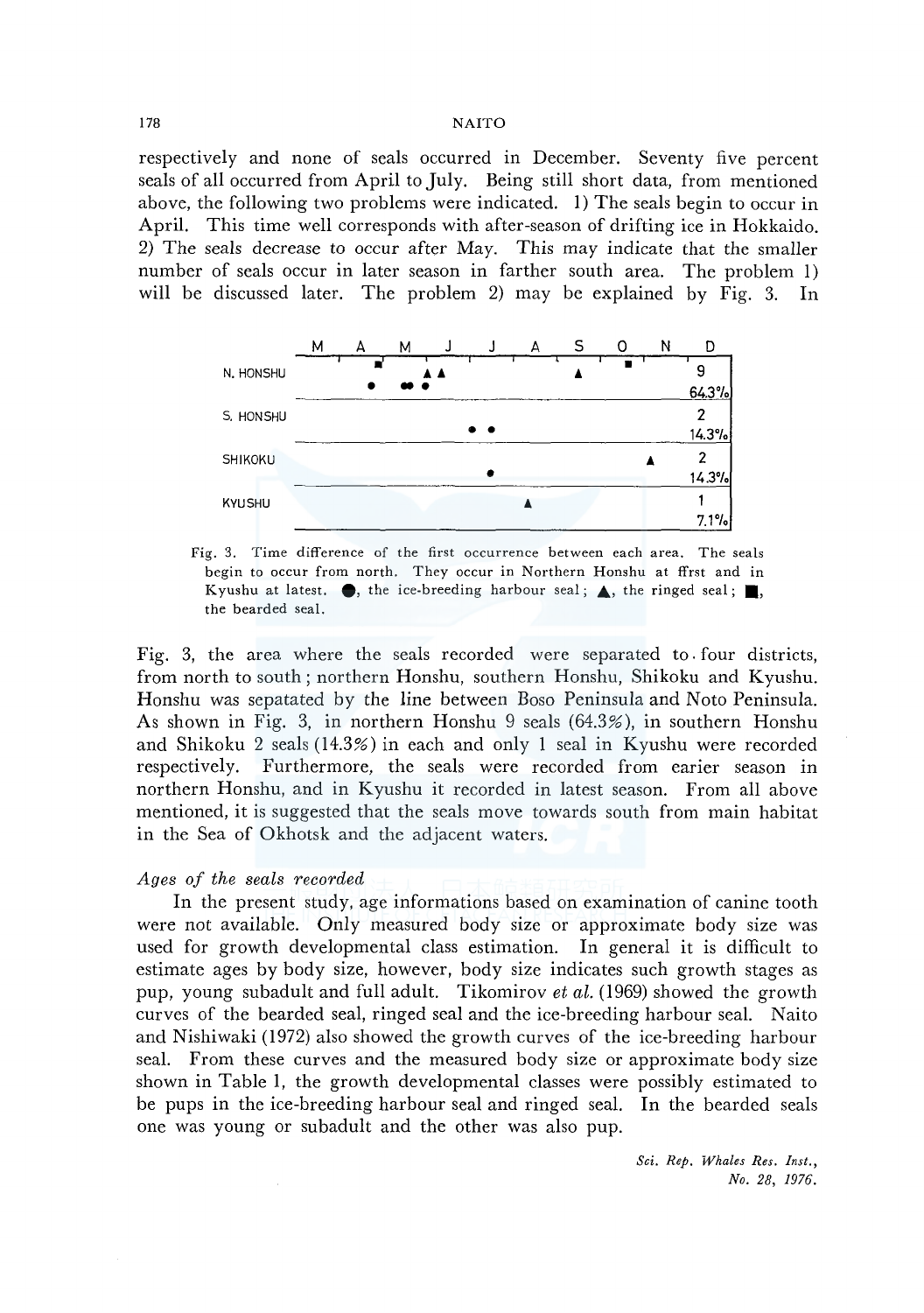respectively and none of seals occurred in December. Seventy five percent seals of all occurred from April to July. Being still short data, from mentioned above, the following two problems were indicated. 1) The seals begin to occur in April. This time well corresponds with after-season of drifting ice in Hokkaido. 2) The seals decrease to occur after May. This may indicate that the smaller number of seals occur in later season in farther south area. The problem 1) will be discussed later. The problem 2) may be explained by Fig. 3. In

| Area | M A M J J A S O N D |
|---|---|
| N. HONSHU | 9 (64.3%) |
| S. HONSHU | 2 (14.3%) |
| SHIKOKU | 2 (14.3%) |
| KYUSHU | 1 (7.1%) |

Fig. 3. Time difference of the first occurrence between each area. The seals begin to occur from north. They occur in Northern Honshu at ffrst and in Kyushu at latest. ●, the ice-breeding harbour seal; ▲, the ringed seal; ■, the bearded seal.

Fig. 3, the area where the seals recorded were separated to four districts, from north to south; northern Honshu, southern Honshu, Shikoku and Kyushu. Honshu was sepatated by the line between Boso Peninsula and Noto Peninsula. As shown in Fig. 3, in northern Honshu 9 seals (64.3%), in southern Honshu and Shikoku 2 seals (14.3%) in each and only 1 seal in Kyushu were recorded respectively. Furthermore, the seals were recorded from earier season in northern Honshu, and in Kyushu it recorded in latest season. From all above mentioned, it is suggested that the seals move towards south from main habitat in the Sea of Okhotsk and the adjacent waters.

*Ages of the seals recorded*

In the present study, age informations based on examination of canine tooth were not available. Only measured body size or approximate body size was used for growth developmental class estimation. In general it is difficult to estimate ages by body size, however, body size indicates such growth stages as pup, young subadult and full adult. Tikomirov *et al.* (1969) showed the growth curves of the bearded seal, ringed seal and the ice-breeding harbour seal. Naito and Nishiwaki (1972) also showed the growth curves of the ice-breeding harbour seal. From these curves and the measured body size or approximate body size shown in Table 1, the growth developmental classes were possibly estimated to be pups in the ice-breeding harbour seal and ringed seal. In the bearded seals one was young or subadult and the other was also pup.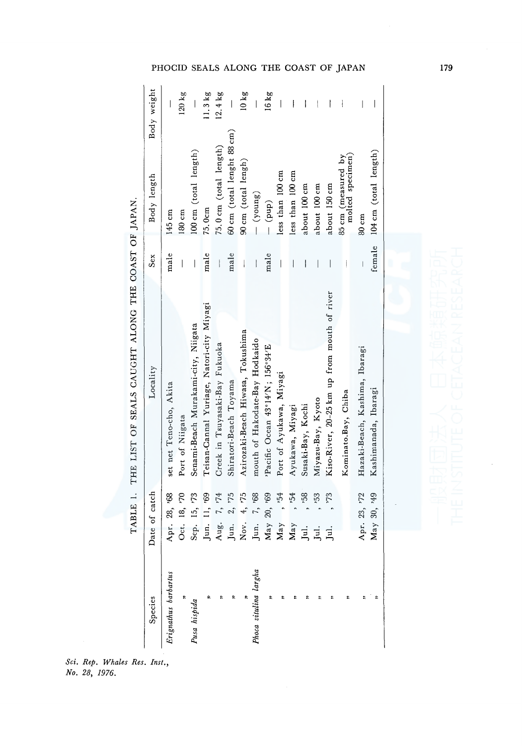TABLE 1. THE LIST OF SEALS CAUGHT ALONG THE COAST OF JAPAN.

| Species | Date of catch | Locality | Sex | Body length | Body weight |
|---|---|---|---|---|---|
| *Erignathus barbartus* | Apr. 28, '68 | set net Teno-cho, Akita | male | 145 cm | — |
| " | Oct. 18, '70 | Port of Niigata | — | 180 cm | 120 kg |
| *Pusa hispida* | Sep. 15, '73 | Senami-Beach Murakami-city, Niigata | — | 100 cm (total length) | — |
| " | Jun. 11, '69 | Teisan-Cannal Yuriage, Natori-city Miyagi | male | 75.0cm | 11.3 kg |
| " | Aug. 7, '74 | Creek in Tsuyasaki-Bay Fukuoka | — | 75.0 cm (total length) | 12.4 kg |
| " | Jun. 2, '75 | Shiratori-Beach Toyama | male | 60 cm (total lenght 88 cm) | — |
| " | Nov. 4, '75 | Azirozaki-Beach Hiwasa, Tokushima | — | 90 cm (total lengh) | 10 kg |
| *Phoca vitulina largha* | Jun. 7, '68 | mouth of Hakodate-Bay Hodkaido | — | — (young) | — |
| " | May 20, '69 | 'Pacific Ocean 43°14'N; 156°34'E | male | — (pup) | 16 kg |
| " | May , '54 | Port of Ayukawa, Miyagi | — | less than 100 cm | — |
| " | May , '54 | Ayukawa, Miyagi | — | less than 100 cm | — |
| " | Jul. , '58 | Susaki-Bay, Kochi | — | about 100 cm | — |
| " | Jul. , '53 | Miyazu-Bay, Kyoto | — | about 100 cm | — |
| " | Jul. , '73 | Kiso-River, 20-25 km up from mouth of river | — | about 150 cm | — |
| " | | Kominato.Bay, Chiba | — | 85 cm (measured by molted specimen) | — |
| " | Apr. 23, '72 | Hazaki-Beach, Kashima, Ibaragi | — | 80 cm | — |
| " | May 30, '49 | Kashimanada, Ibaragi | female | 104 cm (total length) | — |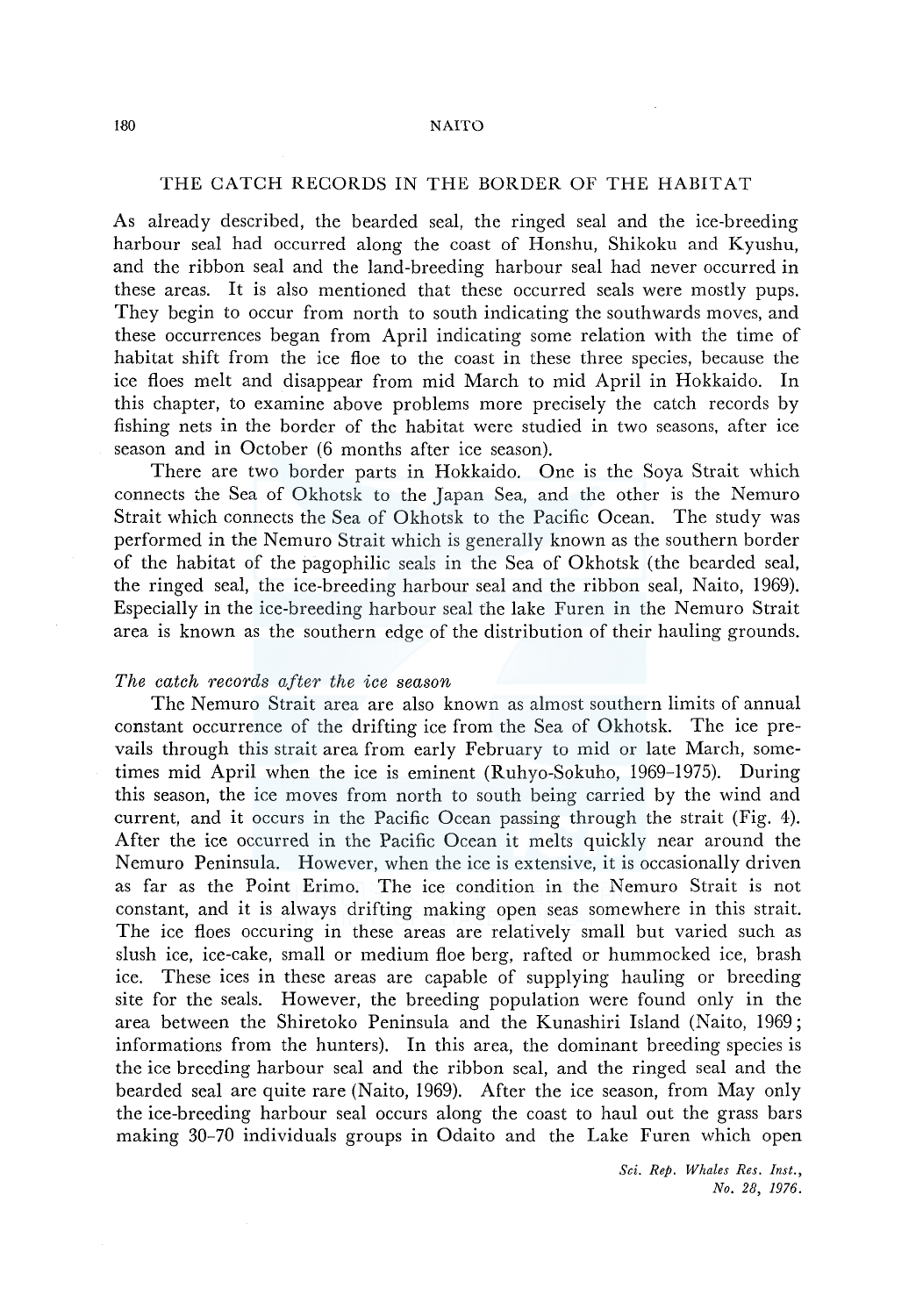## THE CATCH RECORDS IN THE BORDER OF THE HABITAT

As already described, the bearded seal, the ringed seal and the ice-breeding harbour seal had occurred along the coast of Honshu, Shikoku and Kyushu, and the ribbon seal and the land-breeding harbour seal had never occurred in these areas. It is also mentioned that these occurred seals were mostly pups. They begin to occur from north to south indicating the southwards moves, and these occurrences began from April indicating some relation with the time of habitat shift from the ice floe to the coast in these three species, because the ice floes melt and disappear from mid March to mid April in Hokkaido. In this chapter, to examine above problems more precisely the catch records by fishing nets in the border of the habitat were studied in two seasons, after ice season and in October (6 months after ice season).

There are two border parts in Hokkaido. One is the Soya Strait which connects the Sea of Okhotsk to the Japan Sea, and the other is the Nemuro Strait which connects the Sea of Okhotsk to the Pacific Ocean. The study was performed in the Nemuro Strait which is generally known as the southern border of the habitat of the pagophilic seals in the Sea of Okhotsk (the bearded seal, the ringed seal, the ice-breeding harbour seal and the ribbon seal, Naito, 1969). Especially in the ice-breeding harbour seal the lake Furen in the Nemuro Strait area is known as the southern edge of the distribution of their hauling grounds.

### *The catch records after the ice season*

The Nemuro Strait area are also known as almost southern limits of annual constant occurrence of the drifting ice from the Sea of Okhotsk. The ice prevails through this strait area from early February to mid or late March, sometimes mid April when the ice is eminent (Ruhyo-Sokuho, 1969–1975). During this season, the ice moves from north to south being carried by the wind and current, and it occurs in the Pacific Ocean passing through the strait (Fig. 4). After the ice occurred in the Pacific Ocean it melts quickly near around the Nemuro Peninsula. However, when the ice is extensive, it is occasionally driven as far as the Point Erimo. The ice condition in the Nemuro Strait is not constant, and it is always drifting making open seas somewhere in this strait. The ice floes occuring in these areas are relatively small but varied such as slush ice, ice-cake, small or medium floe berg, rafted or hummocked ice, brash ice. These ices in these areas are capable of supplying hauling or breeding site for the seals. However, the breeding population were found only in the area between the Shiretoko Peninsula and the Kunashiri Island (Naito, 1969; informations from the hunters). In this area, the dominant breeding species is the ice breeding harbour seal and the ribbon seal, and the ringed seal and the bearded seal are quite rare (Naito, 1969). After the ice season, from May only the ice-breeding harbour seal occurs along the coast to haul out the grass bars making 30–70 individuals groups in Odaito and the Lake Furen which open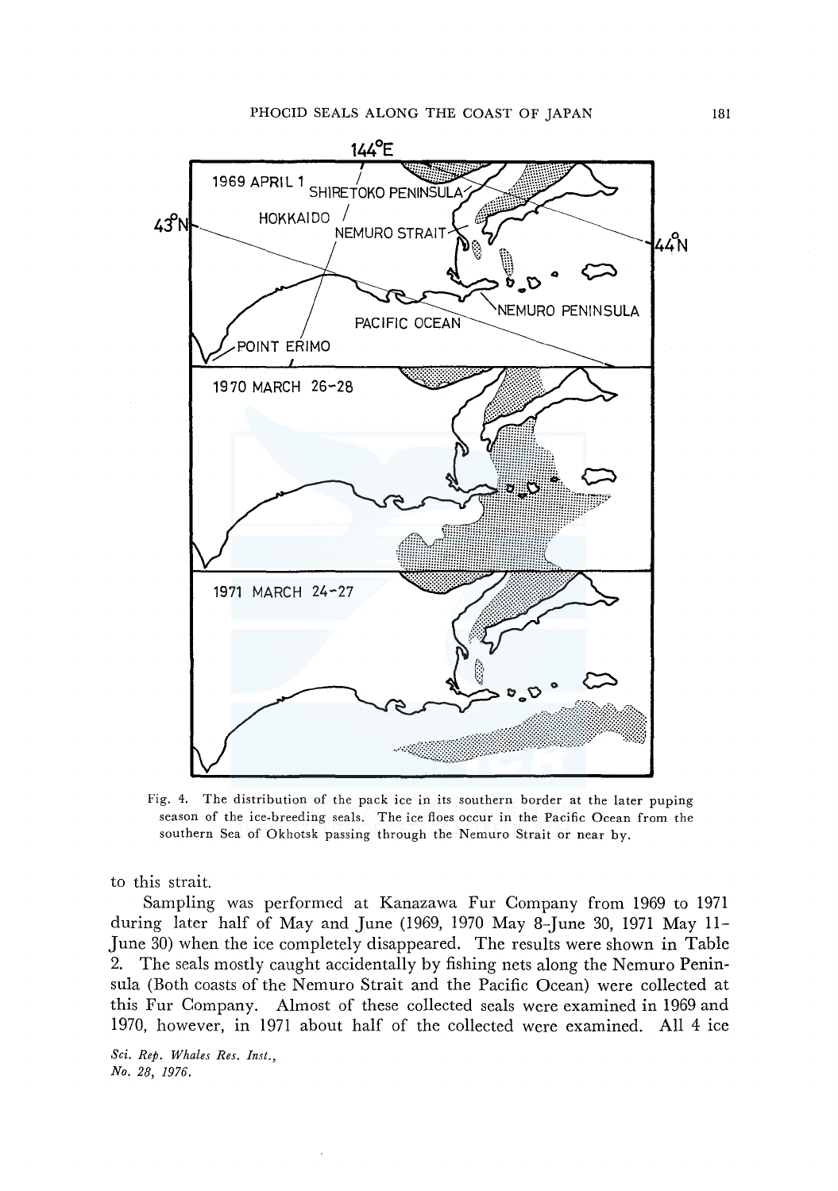Fig. 4. The distribution of the pack ice in its southern border at the later puping season of the ice-breeding seals. The ice floes occur in the Pacific Ocean from the southern Sea of Okhotsk passing through the Nemuro Strait or near by.

to this strait.

Sampling was performed at Kanazawa Fur Company from 1969 to 1971 during later half of May and June (1969, 1970 May 8–June 30, 1971 May 11–June 30) when the ice completely disappeared. The results were shown in Table 2. The seals mostly caught accidentally by fishing nets along the Nemuro Peninsula (Both coasts of the Nemuro Strait and the Pacific Ocean) were collected at this Fur Company. Almost of these collected seals were examined in 1969 and 1970, however, in 1971 about half of the collected were examined. All 4 ice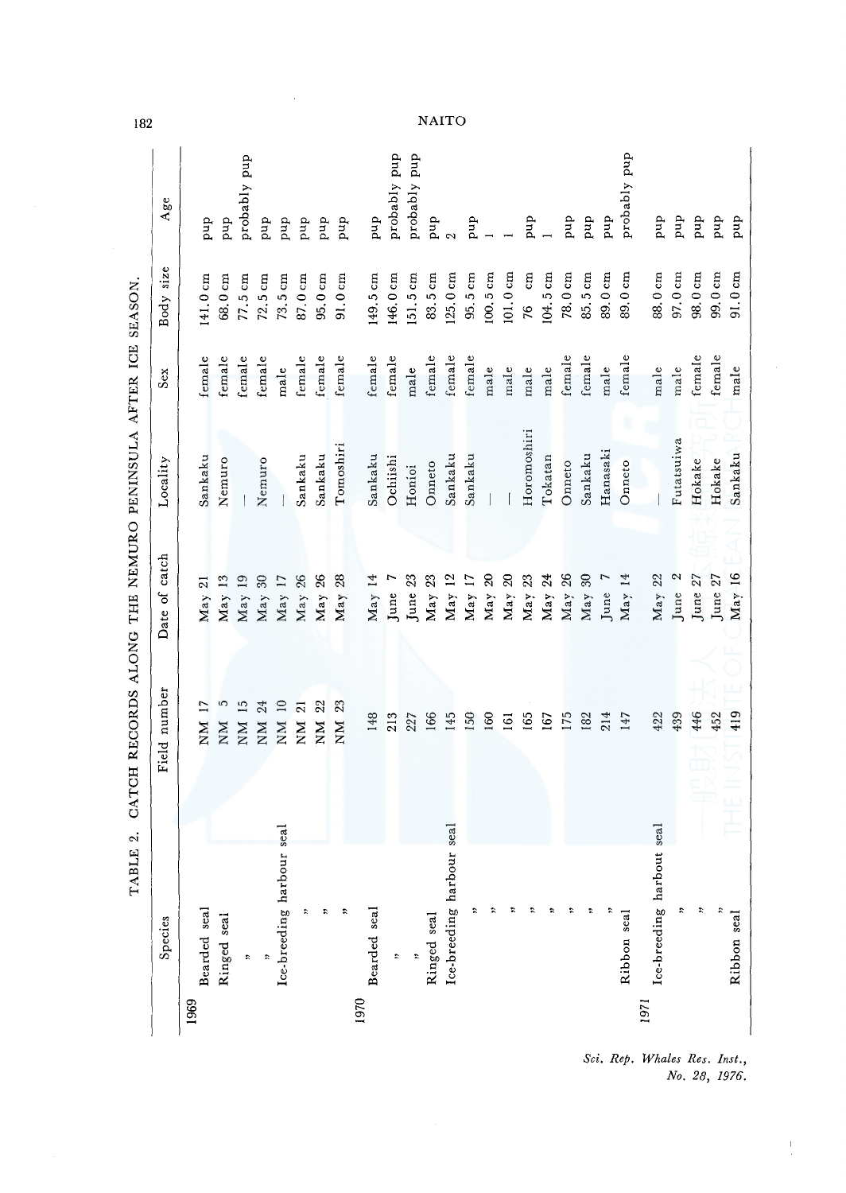TABLE 2. CATCH RECORDS ALONG THE NEMURO PENINSULA AFTER ICE SEASON.

| | Species | Field number | Date of catch | Locality | Sex | Body size | Age |
|---|---|---|---|---|---|---|---|
| 1969 | Bearded seal | NM 17 | May 21 | Sankaku | female | 141.0 cm | pup |
| | Ringed seal | NM 5 | May 13 | Nemuro | female | 68.0 cm | pup |
| | ” | NM 15 | May 19 | — | female | 77.5 cm | probably pup |
| | ” | NM 24 | May 30 | Nemuro | female | 72.5 cm | pup |
| | Ice-breeding harbour seal | NM 10 | May 17 | — | male | 73.5 cm | pup |
| | ” | NM 21 | May 26 | Sankaku | female | 87.0 cm | pup |
| | ” | NM 22 | May 26 | Sankaku | female | 95.0 cm | pup |
| | ” | NM 23 | May 28 | Tomoshiri | female | 91.0 cm | pup |
| 1970 | Bearded seal | 148 | May 14 | Sankaku | female | 149.5 cm | pup |
| | ” | 213 | June 7 | Ochiishi | female | 146.0 cm | probably pup |
| | ” | 227 | June 23 | Honioi | male | 151.5 cm | probably pup |
| | Ringed seal | 166 | May 23 | Onneto | female | 83.5 cm | pup |
| | Ice-breeding harbour seal | 145 | May 12 | Sankaku | female | 125.0 cm | 2 |
| | ” | 150 | May 17 | Sankaku | female | 95.5 cm | pup |
| | ” | 160 | May 20 | — | male | 100.5 cm | 1 |
| | ” | 161 | May 20 | — | male | 101.0 cm | 1 |
| | ” | 165 | May 23 | Horomoshiri | male | 76 cm | pup |
| | ” | 167 | May 24 | Tokatan | male | 104.5 cm | 1 |
| | ” | 175 | May 26 | Onneto | female | 78.0 cm | pup |
| | ” | 182 | May 30 | Sankaku | female | 85.5 cm | pup |
| | ” | 214 | June 7 | Hanasaki | male | 89.0 cm | pup |
| | Ribbon seal | 147 | May 14 | Onneto | female | 89.0 cm | probably pup |
| 1971 | Ice-breeding harbour seal | 422 | May 22 | — | male | 88.0 cm | pup |
| | ” | 439 | June 2 | Futatsuiwa | male | 97.0 cm | pup |
| | ” | 446 | June 27 | Hokake | female | 98.0 cm | pup |
| | ” | 452 | June 27 | Hokake | female | 99.0 cm | pup |
| | Ribbon seal | 419 | May 16 | Sankaku | male | 91.0 cm | pup |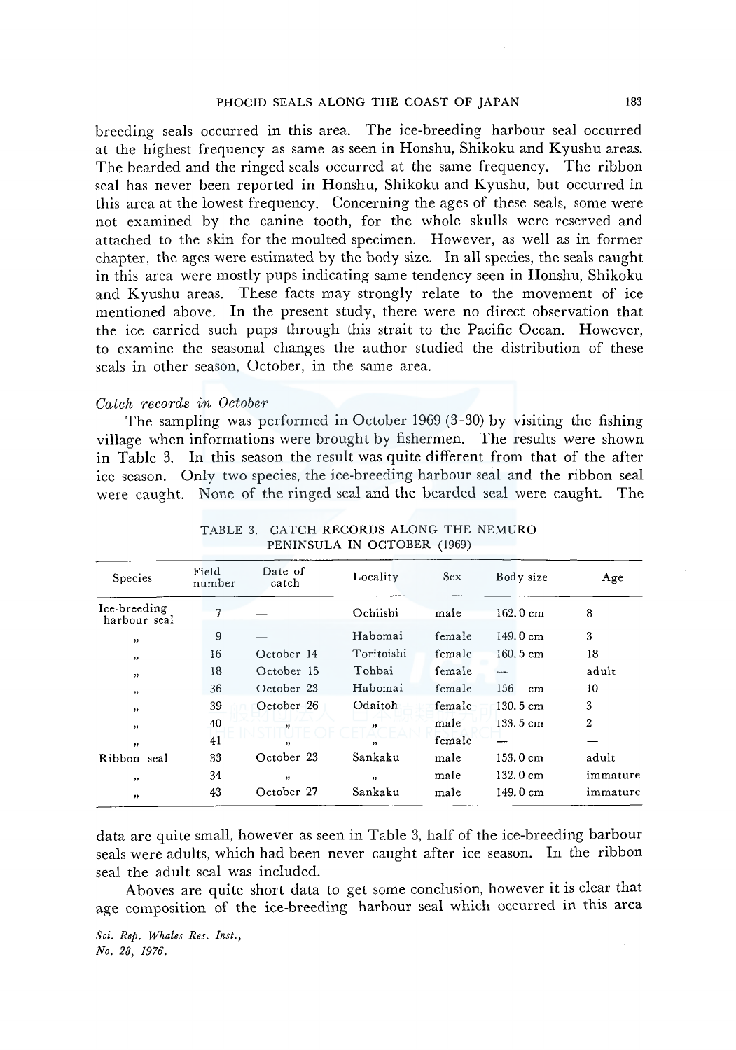breeding seals occurred in this area. The ice-breeding harbour seal occurred at the highest frequency as same as seen in Honshu, Shikoku and Kyushu areas. The bearded and the ringed seals occurred at the same frequency. The ribbon seal has never been reported in Honshu, Shikoku and Kyushu, but occurred in this area at the lowest frequency. Concerning the ages of these seals, some were not examined by the canine tooth, for the whole skulls were reserved and attached to the skin for the moulted specimen. However, as well as in former chapter, the ages were estimated by the body size. In all species, the seals caught in this area were mostly pups indicating same tendency seen in Honshu, Shikoku and Kyushu areas. These facts may strongly relate to the movement of ice mentioned above. In the present study, there were no direct observation that the ice carried such pups through this strait to the Pacific Ocean. However, to examine the seasonal changes the author studied the distribution of these seals in other season, October, in the same area.

*Catch records in October*

The sampling was performed in October 1969 (3–30) by visiting the fishing village when informations were brought by fishermen. The results were shown in Table 3. In this season the result was quite different from that of the after ice season. Only two species, the ice-breeding harbour seal and the ribbon seal were caught. None of the ringed seal and the bearded seal were caught. The data are quite small, however as seen in Table 3, half of the ice-breeding barbour seals were adults, which had been never caught after ice season. In the ribbon seal the adult seal was included.

TABLE 3. CATCH RECORDS ALONG THE NEMURO PENINSULA IN OCTOBER (1969)

| Species | Field number | Date of catch | Locality | Sex | Body size | Age |
|---|---|---|---|---|---|---|
| Ice-breeding harbour seal | 7 | — | Ochiishi | male | 162.0 cm | 8 |
| 〃 | 9 | — | Habomai | female | 149.0 cm | 3 |
| 〃 | 16 | October 14 | Toritoishi | female | 160.5 cm | 18 |
| 〃 | 18 | October 15 | Tohbai | female | — | adult |
| 〃 | 36 | October 23 | Habomai | female | 156 cm | 10 |
| 〃 | 39 | October 26 | Odaitoh | female | 130.5 cm | 3 |
| 〃 | 40 | 〃 | 〃 | male | 133.5 cm | 2 |
| 〃 | 41 | 〃 | 〃 | female | — | — |
| Ribbon seal | 33 | October 23 | Sankaku | male | 153.0 cm | adult |
| 〃 | 34 | 〃 | 〃 | male | 132.0 cm | immature |
| 〃 | 43 | October 27 | Sankaku | male | 149.0 cm | immature |

Aboves are quite short data to get some conclusion, however it is clear that age composition of the ice-breeding harbour seal which occurred in this area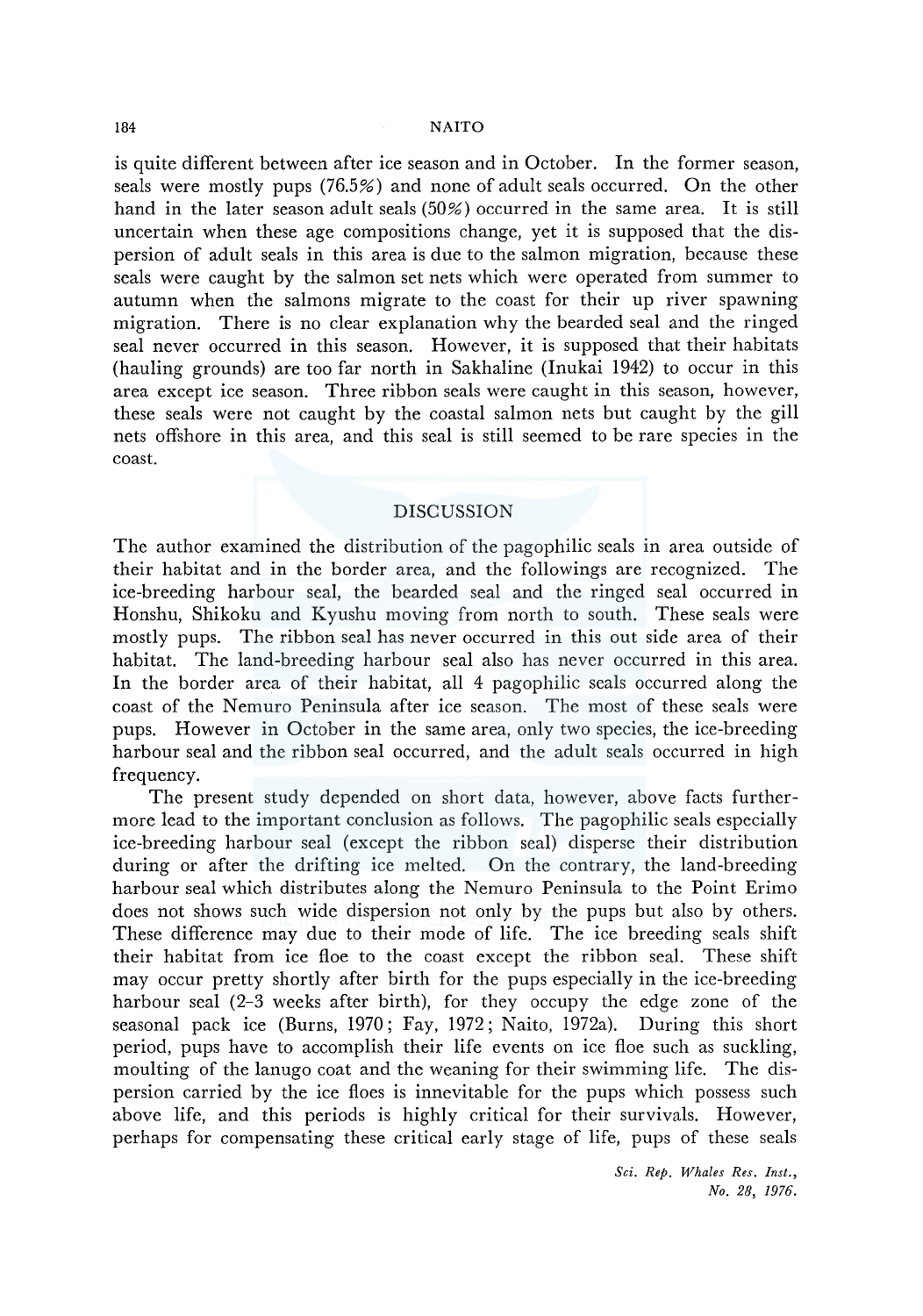is quite different between after ice season and in October. In the former season, seals were mostly pups (76.5%) and none of adult seals occurred. On the other hand in the later season adult seals (50%) occurred in the same area. It is still uncertain when these age compositions change, yet it is supposed that the dispersion of adult seals in this area is due to the salmon migration, because these seals were caught by the salmon set nets which were operated from summer to autumn when the salmons migrate to the coast for their up river spawning migration. There is no clear explanation why the bearded seal and the ringed seal never occurred in this season. However, it is supposed that their habitats (hauling grounds) are too far north in Sakhaline (Inukai 1942) to occur in this area except ice season. Three ribbon seals were caught in this season, however, these seals were not caught by the coastal salmon nets but caught by the gill nets offshore in this area, and this seal is still seemed to be rare species in the coast.

## DISCUSSION

The author examined the distribution of the pagophilic seals in area outside of their habitat and in the border area, and the followings are recognized. The ice-breeding harbour seal, the bearded seal and the ringed seal occurred in Honshu, Shikoku and Kyushu moving from north to south. These seals were mostly pups. The ribbon seal has never occurred in this out side area of their habitat. The land-breeding harbour seal also has never occurred in this area. In the border area of their habitat, all 4 pagophilic seals occurred along the coast of the Nemuro Peninsula after ice season. The most of these seals were pups. However in October in the same area, only two species, the ice-breeding harbour seal and the ribbon seal occurred, and the adult seals occurred in high frequency.

The present study depended on short data, however, above facts furthermore lead to the important conclusion as follows. The pagophilic seals especially ice-breeding harbour seal (except the ribbon seal) disperse their distribution during or after the drifting ice melted. On the contrary, the land-breeding harbour seal which distributes along the Nemuro Peninsula to the Point Erimo does not shows such wide dispersion not only by the pups but also by others. These difference may due to their mode of life. The ice breeding seals shift their habitat from ice floe to the coast except the ribbon seal. These shift may occur pretty shortly after birth for the pups especially in the ice-breeding harbour seal (2–3 weeks after birth), for they occupy the edge zone of the seasonal pack ice (Burns, 1970; Fay, 1972; Naito, 1972a). During this short period, pups have to accomplish their life events on ice floe such as suckling, moulting of the lanugo coat and the weaning for their swimming life. The dispersion carried by the ice floes is innevitable for the pups which possess such above life, and this periods is highly critical for their survivals. However, perhaps for compensating these critical early stage of life, pups of these seals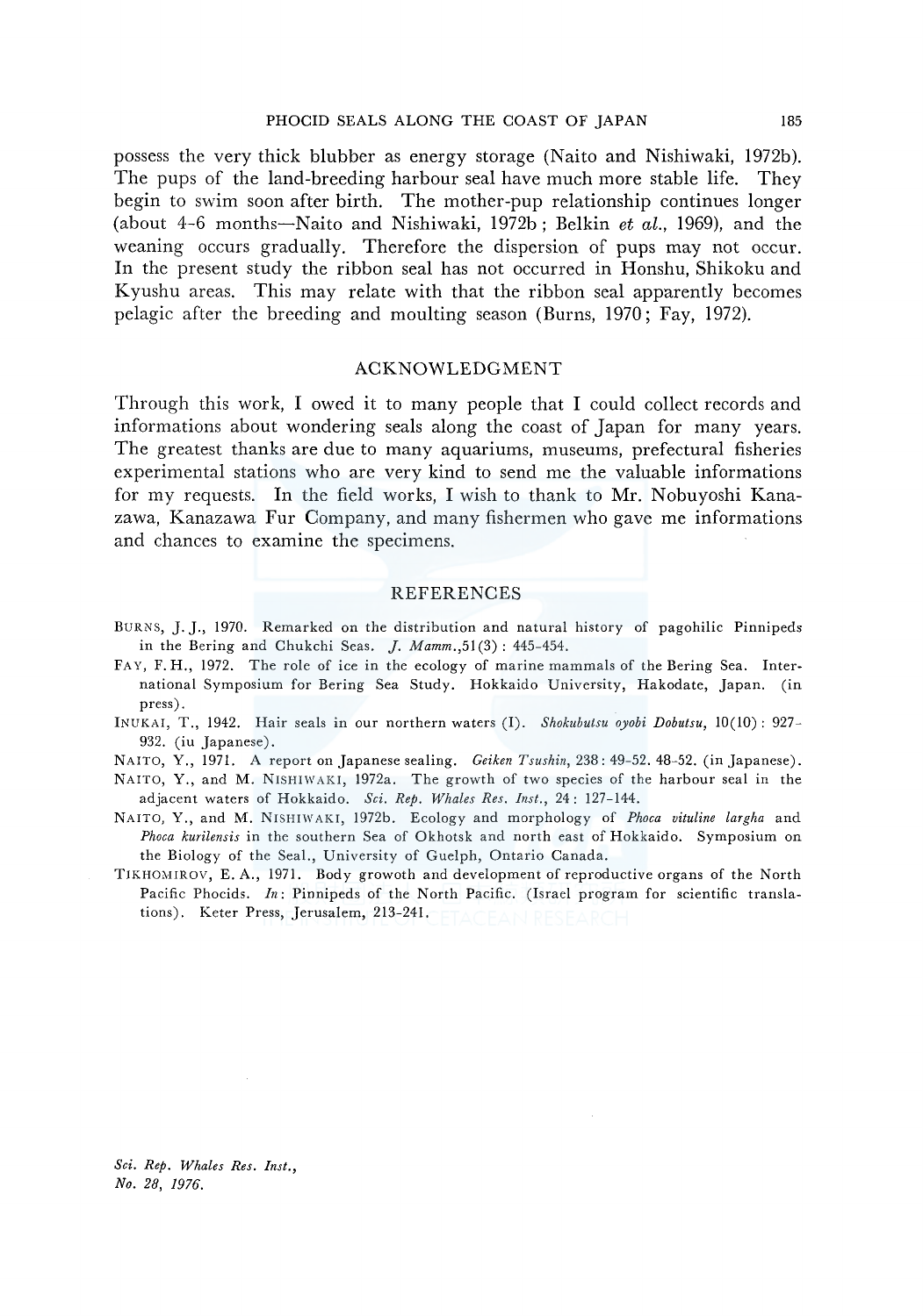possess the very thick blubber as energy storage (Naito and Nishiwaki, 1972b). The pups of the land-breeding harbour seal have much more stable life. They begin to swim soon after birth. The mother-pup relationship continues longer (about 4-6 months—Naito and Nishiwaki, 1972b; Belkin *et al.*, 1969), and the weaning occurs gradually. Therefore the dispersion of pups may not occur. In the present study the ribbon seal has not occurred in Honshu, Shikoku and Kyushu areas. This may relate with that the ribbon seal apparently becomes pelagic after the breeding and moulting season (Burns, 1970; Fay, 1972).

## ACKNOWLEDGMENT

Through this work, I owed it to many people that I could collect records and informations about wondering seals along the coast of Japan for many years. The greatest thanks are due to many aquariums, museums, prefectural fisheries experimental stations who are very kind to send me the valuable informations for my requests. In the field works, I wish to thank to Mr. Nobuyoshi Kanazawa, Kanazawa Fur Company, and many fishermen who gave me informations and chances to examine the specimens.

## REFERENCES

BURNS, J. J., 1970. Remarked on the distribution and natural history of pagohilic Pinnipeds in the Bering and Chukchi Seas. *J. Mamm.*, 51(3): 445-454.

FAY, F. H., 1972. The role of ice in the ecology of marine mammals of the Bering Sea. International Symposium for Bering Sea Study. Hokkaido University, Hakodate, Japan. (in press).

INUKAI, T., 1942. Hair seals in our northern waters (I). *Shokubutsu oyobi Dobutsu*, 10(10): 927-932. (iu Japanese).

NAITO, Y., 1971. A report on Japanese sealing. *Geiken Tsushin*, 238: 49-52. 48-52. (in Japanese).

NAITO, Y., and M. NISHIWAKI, 1972a. The growth of two species of the harbour seal in the adjacent waters of Hokkaido. *Sci. Rep. Whales Res. Inst.*, 24: 127-144.

NAITO, Y., and M. NISHIWAKI, 1972b. Ecology and morphology of *Phoca vituline largha* and *Phoca kurilensis* in the southern Sea of Okhotsk and north east of Hokkaido. Symposium on the Biology of the Seal., University of Guelph, Ontario Canada.

TIKHOMIROV, E. A., 1971. Body growoth and development of reproductive organs of the North Pacific Phocids. *In*: Pinnipeds of the North Pacific. (Israel program for scientific translations). Keter Press, Jerusalem, 213-241.